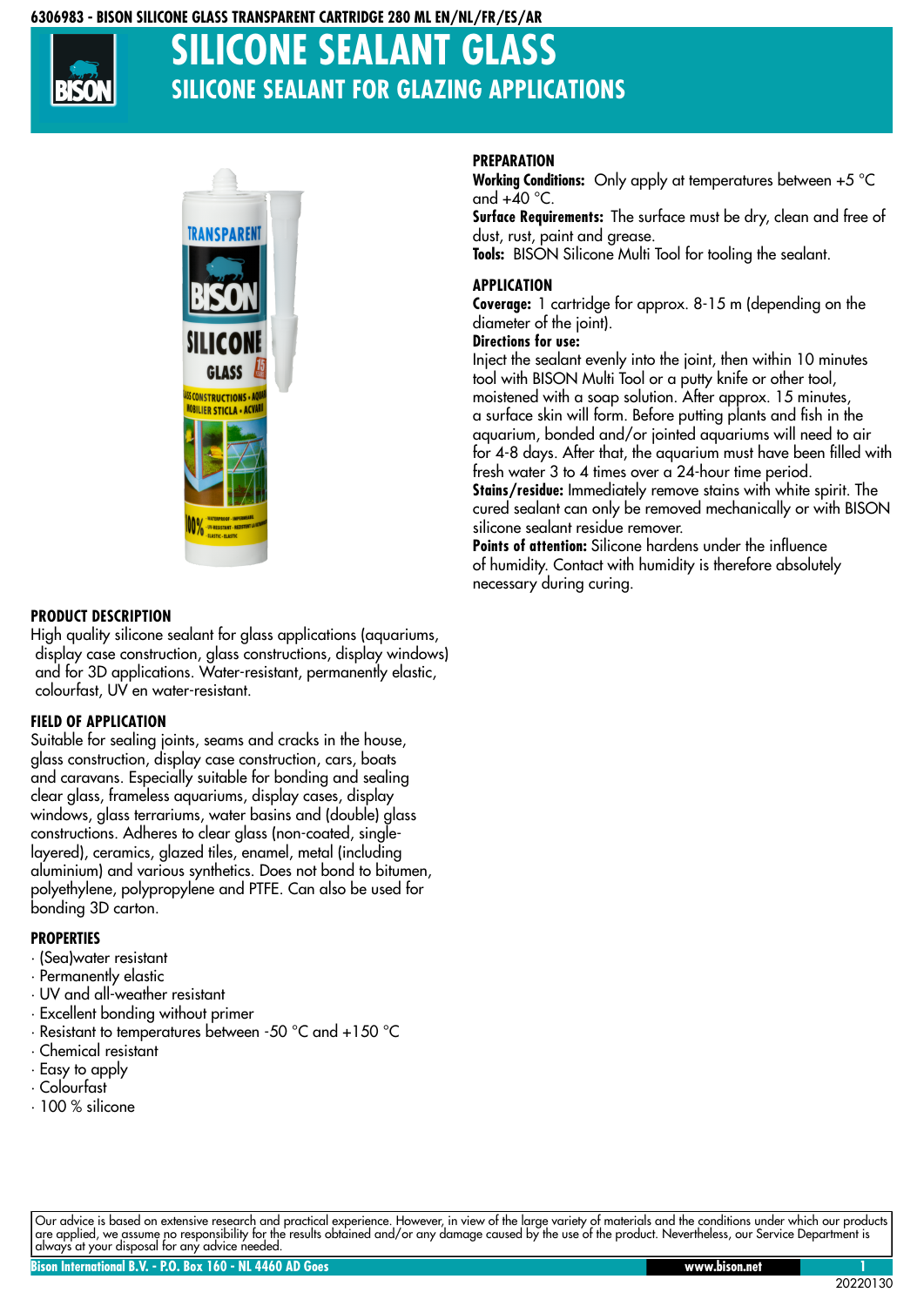6306983 - BISON SILICONE GLASS TRANSPARENT CARTRIDGE 280 ML EN/NL/FR/ES/AR

# SILICONE SEALANT GLASS

## SILICONE SEALANT FOR GLAZING APPLICATIONS

### PRODUCT DESCRIPTION

High quality silicone sealant for glass applications (aquariums, display case construction, glass constructions, display windows) and for 3D applications. Water-resistant, permanently elastic, colourfast, UV en water-resistant.

### FIELD OF APPLICATION

Suitable for sealing joints, seams and cracks in the house, glass construction, display case construction, cars, boats and caravans. Especially suitable for bonding and sealing clear glass, frameless aquariums, display cases, display windows, glass terrariums, water basins and (double) glass constructions. Adheres to clear glass (non-coated, single-layered), ceramics, glazed tiles, enamel, metal (including aluminium) and various synthetics. Does not bond to bitumen, polyethylene, polypropylene and PTFE. Can also be used for bonding 3D carton.

### PROPERTIES

- (Sea)water resistant
- Permanently elastic
- UV and all-weather resistant
- Excellent bonding without primer
- Resistant to temperatures between -50 °C and +150 °C
- Chemical resistant
- Easy to apply
- Colourfast
- 100 % silicone

### PREPARATION

**Working Conditions:** Only apply at temperatures between +5 °C and +40 °C.
**Surface Requirements:** The surface must be dry, clean and free of dust, rust, paint and grease.
**Tools:** BISON Silicone Multi Tool for tooling the sealant.

### APPLICATION

**Coverage:** 1 cartridge for approx. 8-15 m (depending on the diameter of the joint).
**Directions for use:**
Inject the sealant evenly into the joint, then within 10 minutes tool with BISON Multi Tool or a putty knife or other tool, moistened with a soap solution. After approx. 15 minutes, a surface skin will form. Before putting plants and fish in the aquarium, bonded and/or jointed aquariums will need to air for 4-8 days. After that, the aquarium must have been filled with fresh water 3 to 4 times over a 24-hour time period.
**Stains/residue:** Immediately remove stains with white spirit. The cured sealant can only be removed mechanically or with BISON silicone sealant residue remover.
**Points of attention:** Silicone hardens under the influence of humidity. Contact with humidity is therefore absolutely necessary during curing.

Our advice is based on extensive research and practical experience. However, in view of the large variety of materials and the conditions under which our products are applied, we assume no responsibility for the results obtained and/or any damage caused by the use of the product. Nevertheless, our Service Department is always at your disposal for any advice needed.

Bison International B.V. - P.O. Box 160 - NL 4460 AD Goes www.bison.net

20220130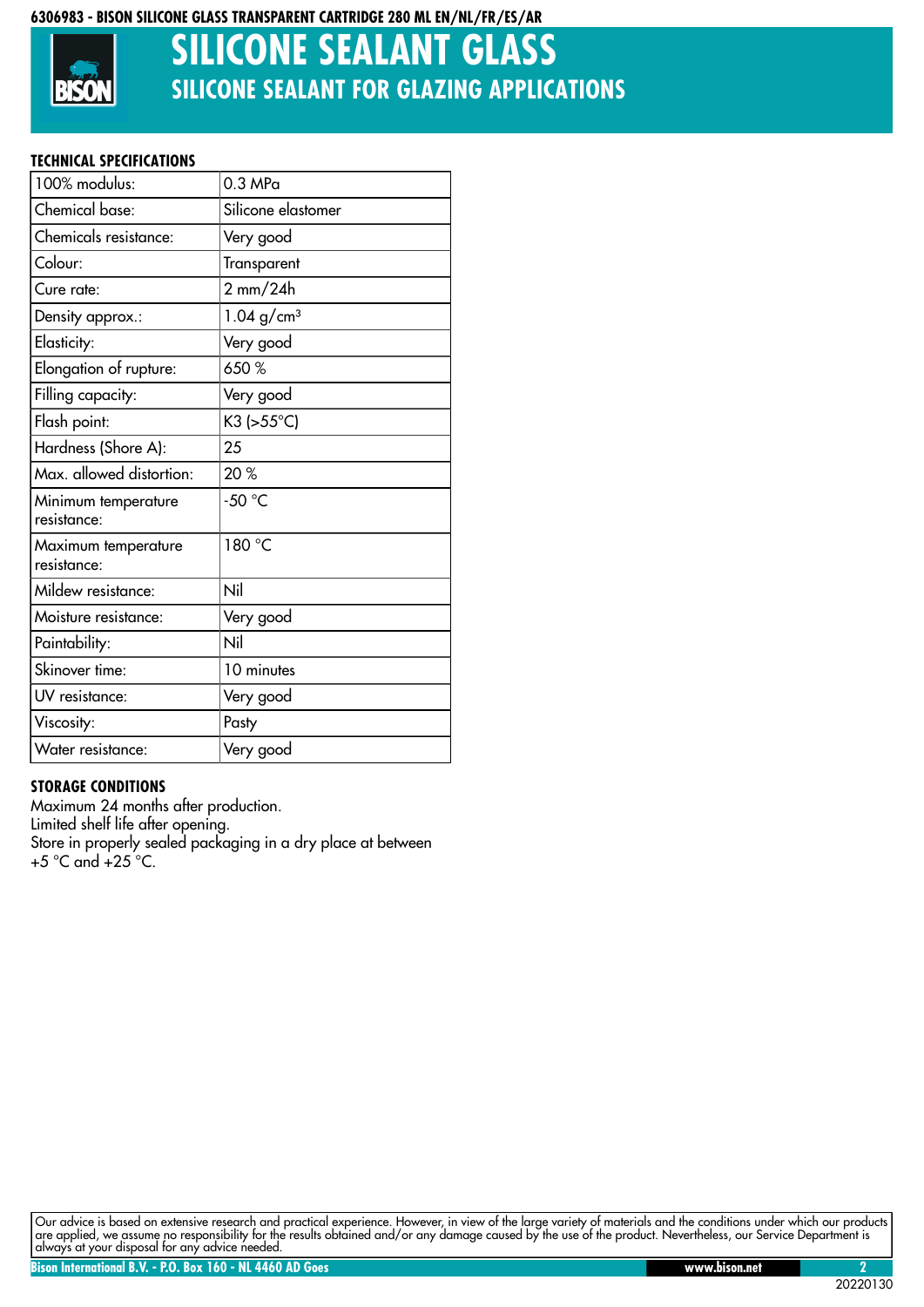# SILICONE SEALANT GLASS

## SILICONE SEALANT FOR GLAZING APPLICATIONS

### TECHNICAL SPECIFICATIONS

| | |
|---|---|
| 100% modulus: | 0.3 MPa |
| Chemical base: | Silicone elastomer |
| Chemicals resistance: | Very good |
| Colour: | Transparent |
| Cure rate: | 2 mm/24h |
| Density approx.: | 1.04 g/cm³ |
| Elasticity: | Very good |
| Elongation of rupture: | 650 % |
| Filling capacity: | Very good |
| Flash point: | K3 (>55°C) |
| Hardness (Shore A): | 25 |
| Max. allowed distortion: | 20 % |
| Minimum temperature resistance: | -50 °C |
| Maximum temperature resistance: | 180 °C |
| Mildew resistance: | Nil |
| Moisture resistance: | Very good |
| Paintability: | Nil |
| Skinover time: | 10 minutes |
| UV resistance: | Very good |
| Viscosity: | Pasty |
| Water resistance: | Very good |

### STORAGE CONDITIONS

Maximum 24 months after production.
Limited shelf life after opening.
Store in properly sealed packaging in a dry place at between +5 °C and +25 °C.

Our advice is based on extensive research and practical experience. However, in view of the large variety of materials and the conditions under which our products are applied, we assume no responsibility for the results obtained and/or any damage caused by the use of the product. Nevertheless, our Service Department is always at your disposal for any advice needed.

Bison International B.V. - P.O. Box 160 - NL 4460 AD Goes

www.bison.net

20220130